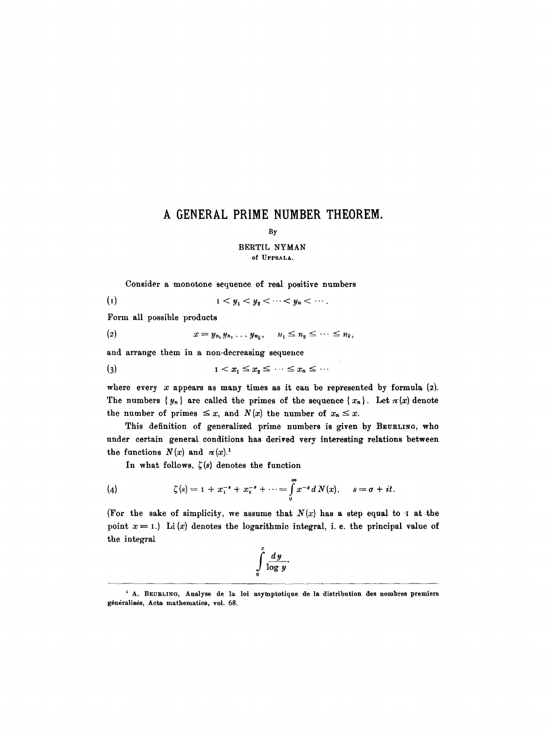# A GENERAL PRIME NUMBER THEOREM.

By

BERTIL NYMAN
of UPPSALA.

Consider a monotone sequence of real positive numbers

$$1 < y_1 < y_2 < \cdots < y_n < \cdots. \tag{1}$$

Form all possible products

$$x = y_{n_1} y_{n_2} \ldots y_{n_k}, \quad n_1 \leq n_2 \leq \cdots \leq n_k, \tag{2}$$

and arrange them in a non-decreasing sequence

$$1 < x_1 \leq x_2 \leq \cdots \leq x_n \leq \cdots \tag{3}$$

where every $x$ appears as many times as it can be represented by formula (2). The numbers $\{y_n\}$ are called the primes of the sequence $\{x_n\}$. Let $\pi(x)$ denote the number of primes $\leq x$, and $N(x)$ the number of $x_n \leq x$.

This definition of generalized prime numbers is given by BEURLING, who under certain general conditions has derived very interesting relations between the functions $N(x)$ and $\pi(x)$.[1]

In what follows, $\zeta(s)$ denotes the function

$$\zeta(s) = 1 + x_1^{-s} + x_2^{-s} + \cdots = \int_0^\infty x^{-s}\, dN(x), \quad s = \sigma + it. \tag{4}$$

(For the sake of simplicity, we assume that $N(x)$ has a step equal to 1 at the point $x = 1$.) $\mathrm{Li}(x)$ denotes the logarithmic integral, i. e. the principal value of the integral

$$\int_0^x \frac{dy}{\log y}.$$

---

[1] A. BEURLING, Analyse de la loi asymptotique de la distribution des nombres premiers généralisés, Acta mathematica, vol. 68.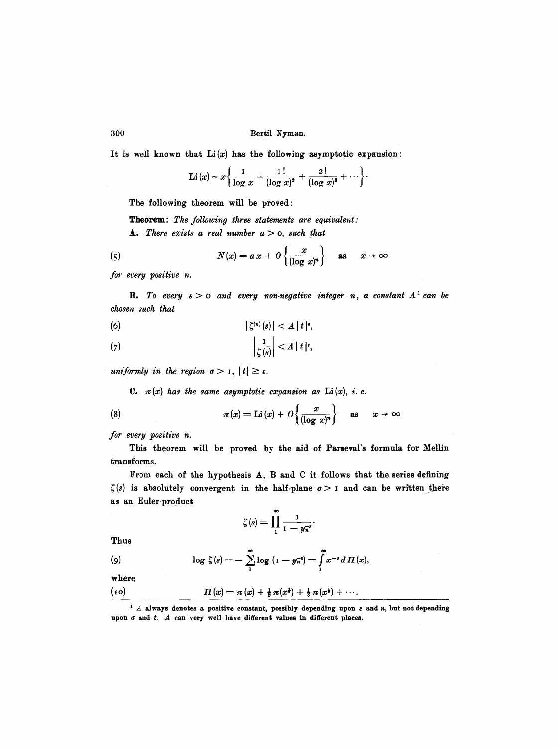It is well known that $\mathrm{Li}(x)$ has the following asymptotic expansion:

$$\mathrm{Li}(x) \sim x\left\{\frac{1}{\log x} + \frac{1!}{(\log x)^2} + \frac{2!}{(\log x)^3} + \cdots\right\}.$$

The following theorem will be proved:

**Theorem:** *The following three statements are equivalent:*

**A.** *There exists a real number $a > 0$, such that*

$$N(x) = a\,x + O\left\{\frac{x}{(\log x)^n}\right\} \quad \text{as} \quad x \to \infty \tag{5}$$

*for every positive $n$.*

**B.** *To every $\varepsilon > 0$ and every non-negative integer $n$, a constant $A$*[1] *can be chosen such that*

$$|\zeta^{(n)}(s)| < A\,|t|^{\varepsilon}, \tag{6}$$

$$\left|\frac{1}{\zeta(s)}\right| < A\,|t|^{\varepsilon}, \tag{7}$$

*uniformly in the region $\sigma > 1$, $|t| \geq \varepsilon$.*

**C.** *$\pi(x)$ has the same asymptotic expansion as $\mathrm{Li}(x)$, i. e.*

$$\pi(x) = \mathrm{Li}(x) + O\left\{\frac{x}{(\log x)^n}\right\} \quad \text{as} \quad x \to \infty \tag{8}$$

*for every positive $n$.*

This theorem will be proved by the aid of Parseval's formula for Mellin transforms.

From each of the hypothesis A, B and C it follows that the series defining $\zeta(s)$ is absolutely convergent in the half-plane $\sigma > 1$ and can be written there as an Euler-product

$$\zeta(s) = \prod_{1}^{\infty} \frac{1}{1 - y_n^{-s}}.$$

Thus

$$\log \zeta(s) = -\sum_{1}^{\infty} \log(1 - y_n^{-s}) = \int_{1}^{\infty} x^{-s}\, d\,\Pi(x), \tag{9}$$

where

$$\Pi(x) = \pi(x) + \tfrac{1}{2}\pi(x^{\frac{1}{2}}) + \tfrac{1}{3}\pi(x^{\frac{1}{3}}) + \cdots. \tag{10}$$

---

[1] $A$ always denotes a positive constant, possibly depending upon $\varepsilon$ and $n$, but not depending upon $\sigma$ and $t$. $A$ can very well have different values in different places.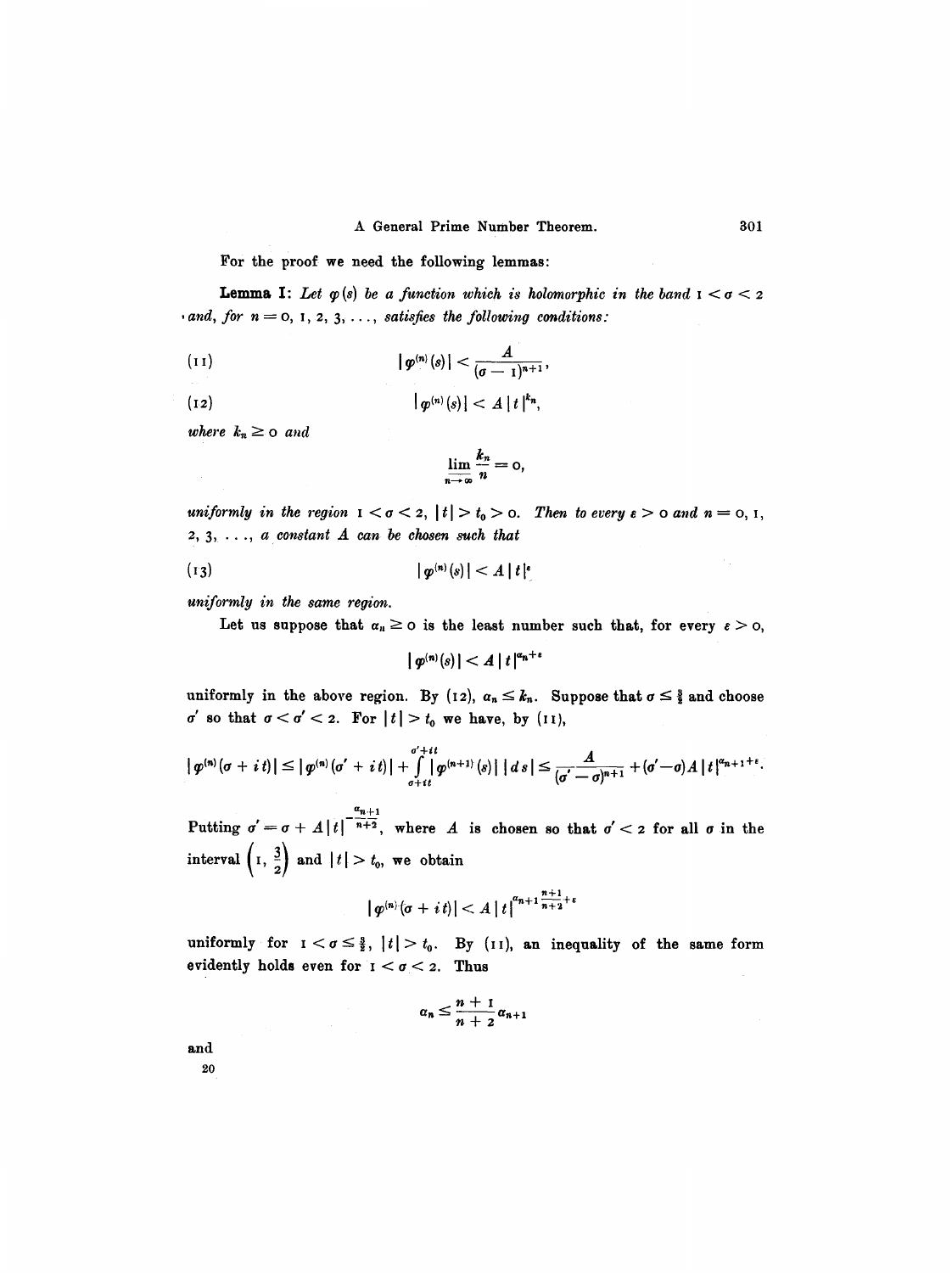For the proof we need the following lemmas:

**Lemma I:** *Let $\varphi(s)$ be a function which is holomorphic in the band $1 < \sigma < 2$ and, for $n = 0, 1, 2, 3, \ldots$, satisfies the following conditions:*

$$|\varphi^{(n)}(s)| < \frac{A}{(\sigma - 1)^{n+1}}, \tag{11}$$

$$|\varphi^{(n)}(s)| < A\,|t|^{k_n}, \tag{12}$$

*where $k_n \geq 0$ and*

$$\lim_{n \to \infty} \frac{k_n}{n} = 0,$$

*uniformly in the region $1 < \sigma < 2$, $|t| > t_0 > 0$. Then to every $\varepsilon > 0$ and $n = 0, 1, 2, 3, \ldots$, a constant $A$ can be chosen such that*

$$|\varphi^{(n)}(s)| < A\,|t|^{\varepsilon} \tag{13}$$

*uniformly in the same region.*

Let us suppose that $\alpha_n \geq 0$ is the least number such that, for every $\varepsilon > 0$,

$$|\varphi^{(n)}(s)| < A\,|t|^{\alpha_n + \varepsilon}$$

uniformly in the above region. By (12), $\alpha_n \leq k_n$. Suppose that $\sigma \leq \frac{3}{2}$ and choose $\sigma'$ so that $\sigma < \sigma' < 2$. For $|t| > t_0$ we have, by (11),

$$|\varphi^{(n)}(\sigma + it)| \leq |\varphi^{(n)}(\sigma' + it)| + \int_{\sigma+it}^{\sigma'+it} |\varphi^{(n+1)}(s)|\,|ds| \leq \frac{A}{(\sigma' - \sigma)^{n+1}} + (\sigma' - \sigma) A\,|t|^{\alpha_{n+1} + \varepsilon}.$$

Putting $\sigma' = \sigma + A\,|t|^{-\frac{\alpha_{n+1}}{n+2}}$, where $A$ is chosen so that $\sigma' < 2$ for all $\sigma$ in the interval $\left(1, \frac{3}{2}\right)$ and $|t| > t_0$, we obtain

$$|\varphi^{(n)}(\sigma + it)| < A\,|t|^{\alpha_{n+1}\frac{n+1}{n+2} + \varepsilon}$$

uniformly for $1 < \sigma \leq \frac{3}{2}$, $|t| > t_0$. By (11), an inequality of the same form evidently holds even for $1 < \sigma < 2$. Thus

$$\alpha_n \leq \frac{n+1}{n+2}\,\alpha_{n+1}$$

and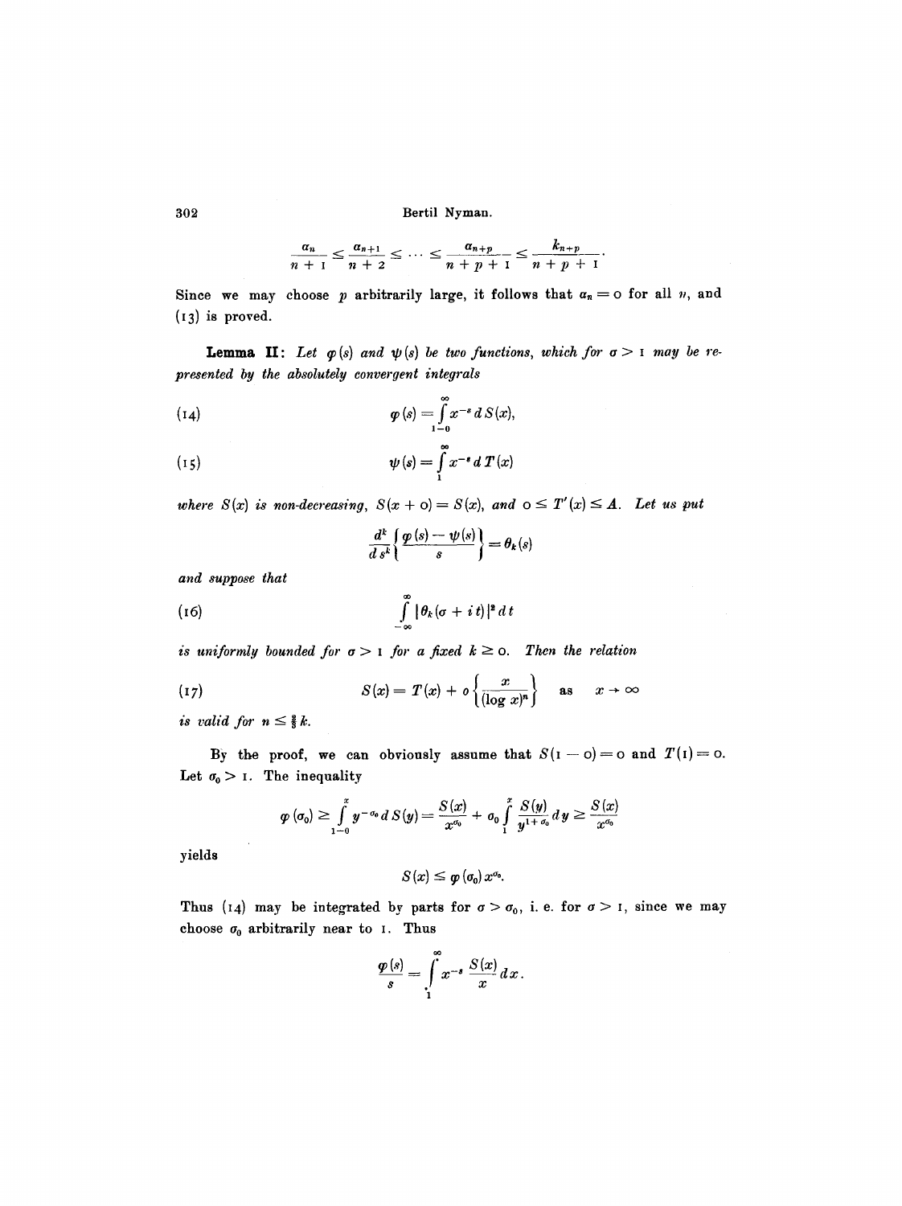$$\frac{a_n}{n+1} \leq \frac{a_{n+1}}{n+2} \leq \cdots \leq \frac{a_{n+p}}{n+p+1} \leq \frac{k_{n+p}}{n+p+1}.$$

Since we may choose $p$ arbitrarily large, it follows that $a_n = 0$ for all $n$, and (13) is proved.

**Lemma II:** *Let $\varphi(s)$ and $\psi(s)$ be two functions, which for $\sigma > 1$ may be represented by the absolutely convergent integrals*

$$\varphi(s) = \int_{1-0}^{\infty} x^{-s}\, d\, S(x), \tag{14}$$

$$\psi(s) = \int_{1}^{\infty} x^{-s}\, d\, T(x) \tag{15}$$

*where $S(x)$ is non-decreasing, $S(x+0) = S(x)$, and $0 \leq T'(x) \leq A$. Let us put*

$$\frac{d^k}{d\, s^k}\left\{\frac{\varphi(s) - \psi(s)}{s}\right\} = \theta_k(s)$$

*and suppose that*

$$\int_{-\infty}^{\infty} |\theta_k(\sigma + i\, t)|^2\, d\, t \tag{16}$$

*is uniformly bounded for $\sigma > 1$ for a fixed $k \geq 0$. Then the relation*

$$S(x) = T(x) + o\left\{\frac{x}{(\log x)^n}\right\} \quad \text{as} \quad x \to \infty \tag{17}$$

*is valid for $n \leq \frac{2}{5} k$.*

By the proof, we can obviously assume that $S(1-0) = 0$ and $T(1) = 0$. Let $\sigma_0 > 1$. The inequality

$$\varphi(\sigma_0) \geq \int_{1-0}^{x} y^{-\sigma_0}\, d\, S(y) = \frac{S(x)}{x^{\sigma_0}} + \sigma_0 \int_{1}^{x} \frac{S(y)}{y^{1+\sigma_0}}\, d\, y \geq \frac{S(x)}{x^{\sigma_0}}$$

yields

$$S(x) \leq \varphi(\sigma_0)\, x^{\sigma_0}.$$

Thus (14) may be integrated by parts for $\sigma > \sigma_0$, i. e. for $\sigma > 1$, since we may choose $\sigma_0$ arbitrarily near to 1. Thus

$$\frac{\varphi(s)}{s} = \int_{1}^{\infty} x^{-s}\, \frac{S(x)}{x}\, d\, x.$$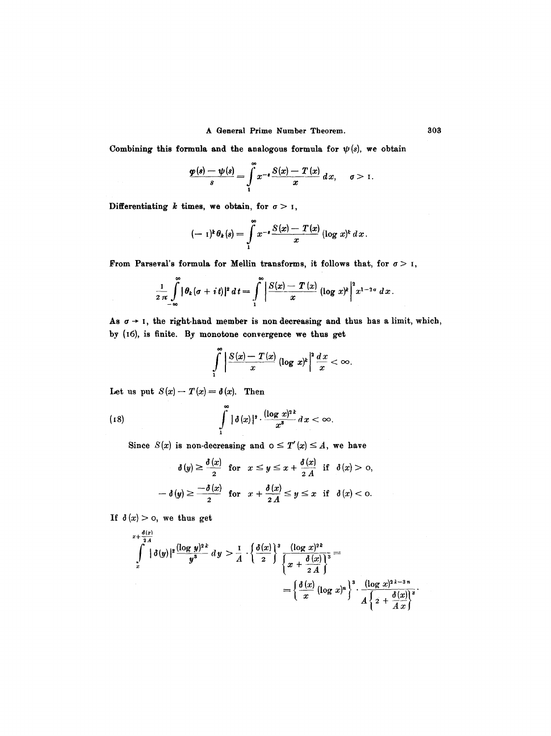Combining this formula and the analogous formula for $\psi(s)$, we obtain

$$\frac{\varphi(s) - \psi(s)}{s} = \int_1^\infty x^{-s} \frac{S(x) - T(x)}{x} \, dx, \qquad \sigma > 1.$$

Differentiating $k$ times, we obtain, for $\sigma > 1$,

$$(-1)^k \theta_k(s) = \int_1^\infty x^{-s} \frac{S(x) - T(x)}{x} (\log x)^k \, dx.$$

From Parseval's formula for Mellin transforms, it follows that, for $\sigma > 1$,

$$\frac{1}{2\pi} \int_{-\infty}^\infty |\theta_k(\sigma + it)|^2 \, dt = \int_1^\infty \left| \frac{S(x) - T(x)}{x} (\log x)^k \right|^2 x^{1-2\sigma} \, dx.$$

As $\sigma \to 1$, the right-hand member is non decreasing and thus has a limit, which, by (16), is finite. By monotone convergence we thus get

$$\int_1^\infty \left| \frac{S(x) - T(x)}{x} (\log x)^k \right|^2 \frac{dx}{x} < \infty.$$

Let us put $S(x) - T(x) = \delta(x)$. Then

$$\int_1^\infty |\delta(x)|^2 \cdot \frac{(\log x)^{2k}}{x^3} \, dx < \infty. \tag{18}$$

Since $S(x)$ is non-decreasing and $0 \leq T'(x) \leq A$, we have

$$\delta(y) \geq \frac{\delta(x)}{2} \quad \text{for} \quad x \leq y \leq x + \frac{\delta(x)}{2A} \quad \text{if} \quad \delta(x) > 0,$$

$$-\delta(y) \geq \frac{-\delta(x)}{2} \quad \text{for} \quad x + \frac{\delta(x)}{2A} \leq y \leq x \quad \text{if} \quad \delta(x) < 0.$$

If $\delta(x) > 0$, we thus get

$$\int_x^{x + \frac{\delta(x)}{2A}} |\delta(y)|^2 \frac{(\log y)^{2k}}{y^3} \, dy > \frac{1}{A} \cdot \left\{ \frac{\delta(x)}{2} \right\}^3 \frac{(\log x)^{2k}}{\left\{ x + \frac{\delta(x)}{2A} \right\}^3} =$$

$$= \left\{ \frac{\delta(x)}{x} (\log x)^n \right\}^3 \cdot \frac{(\log x)^{2k - 3n}}{A \left\{ 2 + \frac{\delta(x)}{Ax} \right\}^3}.$$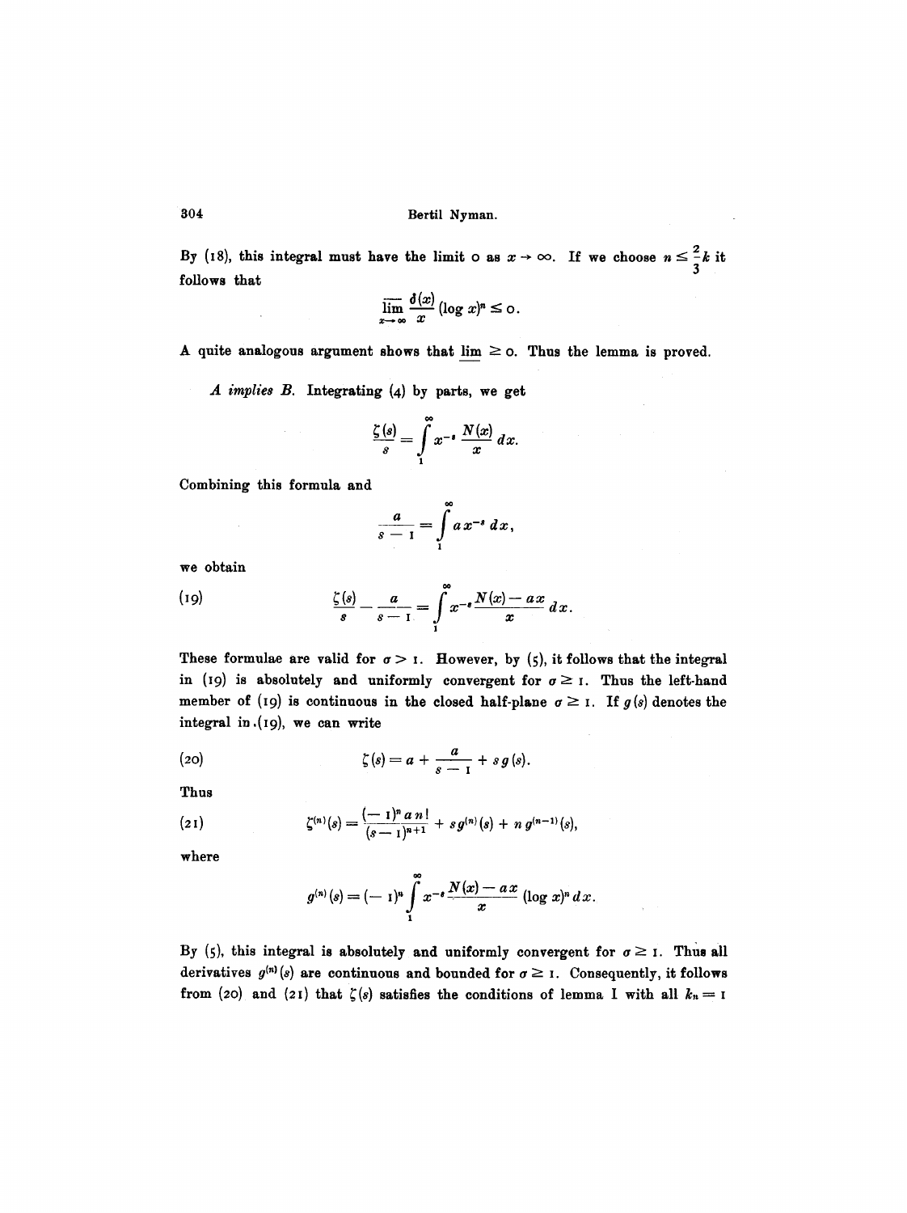By (18), this integral must have the limit 0 as $x \to \infty$. If we choose $n \leq \frac{2}{3} k$ it follows that

$$\overline{\lim_{x \to \infty}} \frac{\delta(x)}{x} (\log x)^n \leq 0.$$

A quite analogous argument shows that $\underline{\lim} \geq 0$. Thus the lemma is proved.

*A implies B.* Integrating (4) by parts, we get

$$\frac{\zeta(s)}{s} = \int_1^{\infty} x^{-s} \frac{N(x)}{x} \, dx.$$

Combining this formula and

$$\frac{a}{s - 1} = \int_1^{\infty} a x^{-s} \, dx,$$

we obtain

$$\frac{\zeta(s)}{s} - \frac{a}{s - 1} = \int_1^{\infty} x^{-s} \frac{N(x) - a x}{x} \, dx. \tag{19}$$

These formulae are valid for $\sigma > 1$. However, by (5), it follows that the integral in (19) is absolutely and uniformly convergent for $\sigma \geq 1$. Thus the left-hand member of (19) is continuous in the closed half-plane $\sigma \geq 1$. If $g(s)$ denotes the integral in (19), we can write

$$\zeta(s) = a + \frac{a}{s - 1} + s \, g(s). \tag{20}$$

Thus

$$\zeta^{(n)}(s) = \frac{(-1)^n a \, n!}{(s - 1)^{n+1}} + s \, g^{(n)}(s) + n \, g^{(n-1)}(s), \tag{21}$$

where

$$g^{(n)}(s) = (-1)^n \int_1^{\infty} x^{-s} \frac{N(x) - a x}{x} (\log x)^n \, dx.$$

By (5), this integral is absolutely and uniformly convergent for $\sigma \geq 1$. Thus all derivatives $g^{(n)}(s)$ are continuous and bounded for $\sigma \geq 1$. Consequently, it follows from (20) and (21) that $\zeta(s)$ satisfies the conditions of lemma I with all $k_n = 1$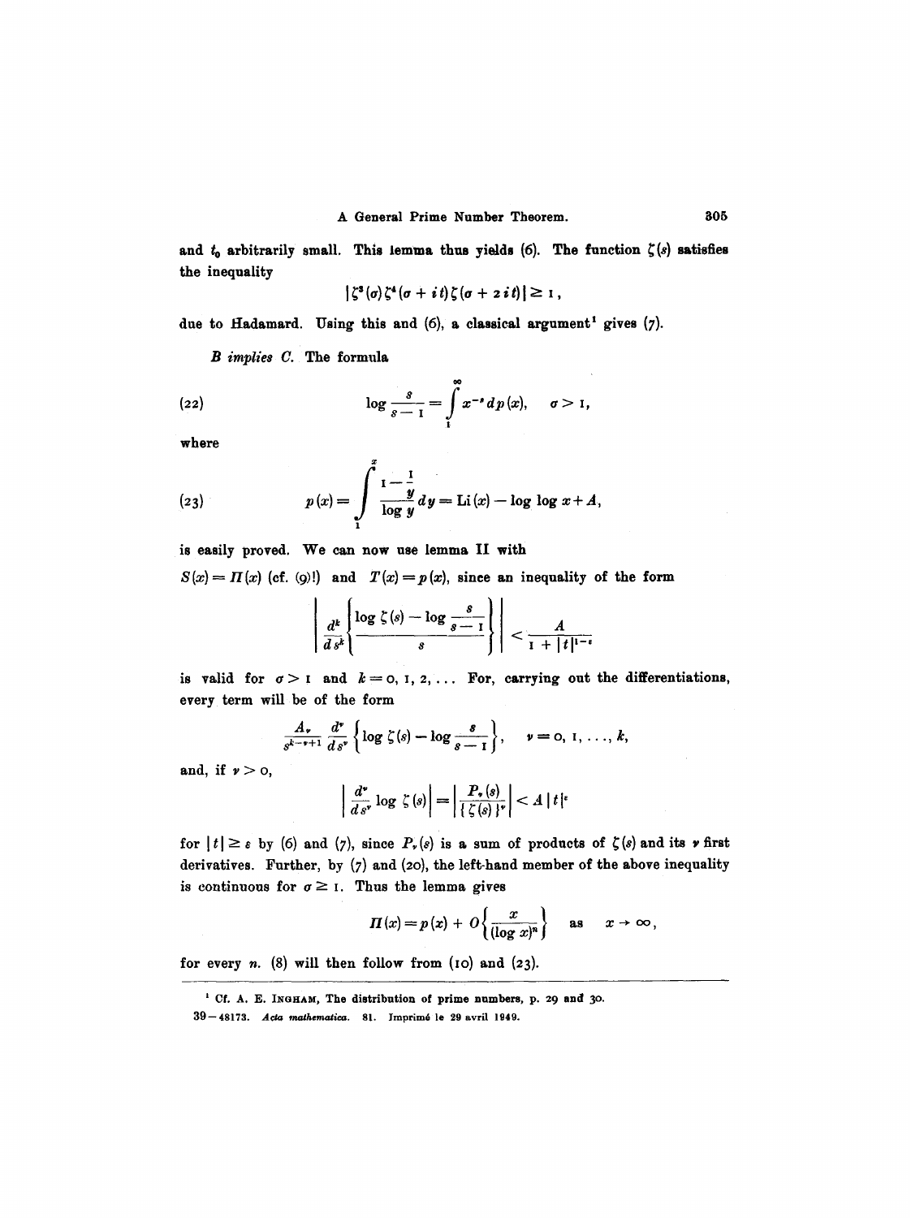and $t_0$ arbitrarily small. This lemma thus yields (6). The function $\zeta(s)$ satisfies the inequality

$$|\zeta^3(\sigma)\zeta^4(\sigma + it)\zeta(\sigma + 2it)| \geq 1,$$

due to Hadamard. Using this and (6), a classical argument[1] gives (7).

*B implies C.* The formula

$$\log \frac{s}{s-1} = \int_1^\infty x^{-s}\,dp(x), \quad \sigma > 1, \tag{22}$$

where

$$p(x) = \int_1^x \frac{1 - \frac{1}{y}}{\log y}\,dy = \mathrm{Li}(x) - \log\log x + A, \tag{23}$$

is easily proved. We can now use lemma II with

$S(x) = \Pi(x)$ (cf. (9)!) and $T(x) = p(x)$, since an inequality of the form

$$\left| \frac{d^k}{ds^k} \left\{ \frac{\log \zeta(s) - \log \frac{s}{s-1}}{s} \right\} \right| < \frac{A}{1 + |t|^{1-\varepsilon}}$$

is valid for $\sigma > 1$ and $k = 0, 1, 2, \ldots$ For, carrying out the differentiations, every term will be of the form

$$\frac{A_\nu}{s^{k-\nu+1}} \frac{d^\nu}{ds^\nu} \left\{ \log \zeta(s) - \log \frac{s}{s-1} \right\}, \quad \nu = 0, 1, \ldots, k,$$

and, if $\nu > 0$,

$$\left| \frac{d^\nu}{ds^\nu} \log \zeta(s) \right| = \left| \frac{P_\nu(s)}{\{\zeta(s)\}^\nu} \right| < A\,|t|^\varepsilon$$

for $|t| \geq \varepsilon$ by (6) and (7), since $P_\nu(s)$ is a sum of products of $\zeta(s)$ and its $\nu$ first derivatives. Further, by (7) and (20), the left-hand member of the above inequality is continuous for $\sigma \geq 1$. Thus the lemma gives

$$\Pi(x) = p(x) + O\left\{ \frac{x}{(\log x)^n} \right\} \quad \text{as} \quad x \to \infty,$$

for every $n$. (8) will then follow from (10) and (23).

[1] Cf. A. E. Ingham, The distribution of prime numbers, p. 29 and 30.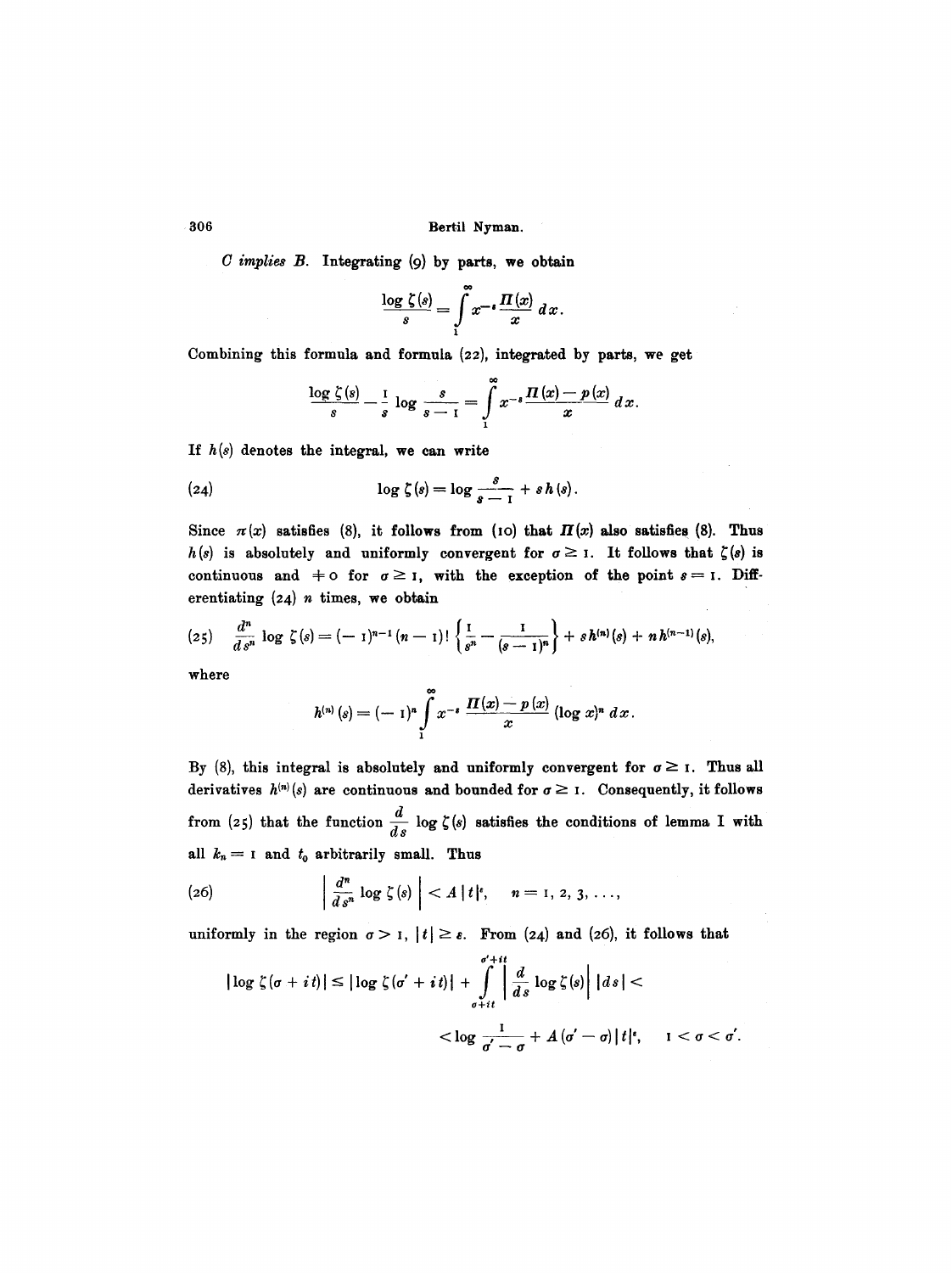*C implies B.* Integrating (9) by parts, we obtain

$$\frac{\log \zeta(s)}{s} = \int_1^\infty x^{-s} \frac{\Pi(x)}{x}\, dx.$$

Combining this formula and formula (22), integrated by parts, we get

$$\frac{\log \zeta(s)}{s} - \frac{1}{s} \log \frac{s}{s-1} = \int_1^\infty x^{-s} \frac{\Pi(x) - p(x)}{x}\, dx.$$

If $h(s)$ denotes the integral, we can write

$$\log \zeta(s) = \log \frac{s}{s-1} + s\, h(s). \tag{24}$$

Since $\pi(x)$ satisfies (8), it follows from (10) that $\Pi(x)$ also satisfies (8). Thus $h(s)$ is absolutely and uniformly convergent for $\sigma \geq 1$. It follows that $\zeta(s)$ is continuous and $\neq 0$ for $\sigma \geq 1$, with the exception of the point $s = 1$. Differentiating (24) $n$ times, we obtain

$$\frac{d^n}{d s^n} \log \zeta(s) = (-1)^{n-1}(n-1)! \left\{ \frac{1}{s^n} - \frac{1}{(s-1)^n} \right\} + s\, h^{(n)}(s) + n\, h^{(n-1)}(s), \tag{25}$$

where

$$h^{(n)}(s) = (-1)^n \int_1^\infty x^{-s} \frac{\Pi(x) - p(x)}{x} (\log x)^n\, dx.$$

By (8), this integral is absolutely and uniformly convergent for $\sigma \geq 1$. Thus all derivatives $h^{(n)}(s)$ are continuous and bounded for $\sigma \geq 1$. Consequently, it follows from (25) that the function $\frac{d}{ds} \log \zeta(s)$ satisfies the conditions of lemma I with all $k_n = 1$ and $t_0$ arbitrarily small. Thus

$$\left| \frac{d^n}{d s^n} \log \zeta(s) \right| < A\, |t|^\varepsilon, \quad n = 1, 2, 3, \ldots, \tag{26}$$

uniformly in the region $\sigma > 1$, $|t| \geq \varepsilon$. From (24) and (26), it follows that

$$|\log \zeta(\sigma + i t)| \leq |\log \zeta(\sigma' + i t)| + \int_{\sigma + it}^{\sigma' + it} \left| \frac{d}{ds} \log \zeta(s) \right| |ds| <$$

$$< \log \frac{1}{\sigma' - \sigma} + A(\sigma' - \sigma)\, |t|^\varepsilon, \quad 1 < \sigma < \sigma'.$$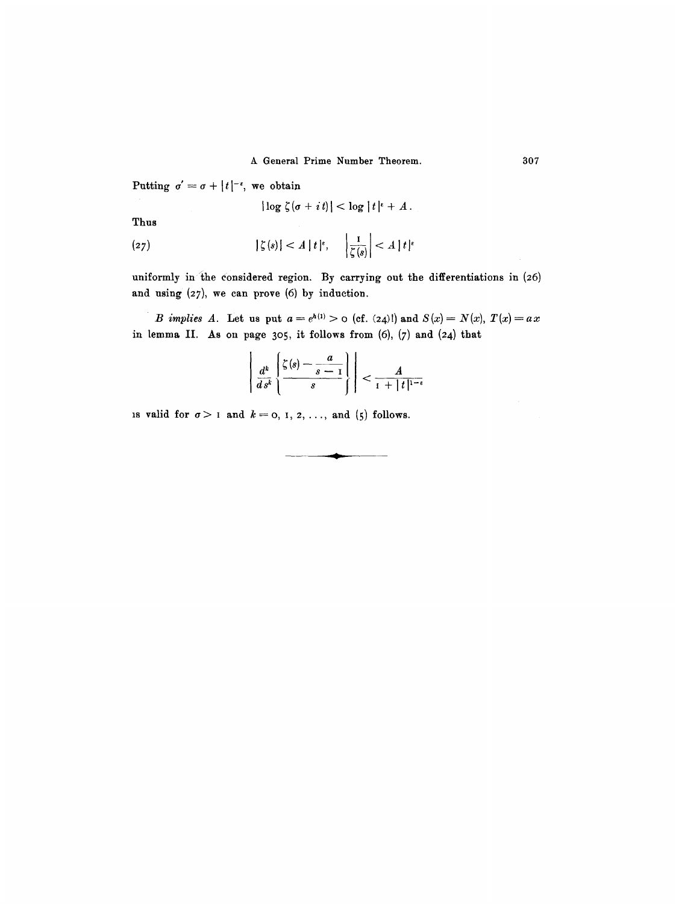Putting $\sigma' = \sigma + |t|^{-\varepsilon}$, we obtain

$$|\log \zeta(\sigma + it)| < \log |t|^{\varepsilon} + A.$$

Thus

$$|\zeta(s)| < A\,|t|^{\varepsilon}, \qquad \left|\frac{1}{\zeta(s)}\right| < A\,|t|^{\varepsilon} \tag{27}$$

uniformly in the considered region. By carrying out the differentiations in (26) and using (27), we can prove (6) by induction.

*B implies A.* Let us put $a = e^{h(1)} > 0$ (cf. (24)!) and $S(x) = N(x)$, $T(x) = ax$ in lemma II. As on page 305, it follows from (6), (7) and (24) that

$$\left| \frac{d^k}{ds^k} \left\{ \frac{\zeta(s) - \dfrac{a}{s-1}}{s} \right\} \right| < \frac{A}{1 + |t|^{1-\varepsilon}}$$

is valid for $\sigma > 1$ and $k = 0, 1, 2, \ldots,$ and (5) follows.